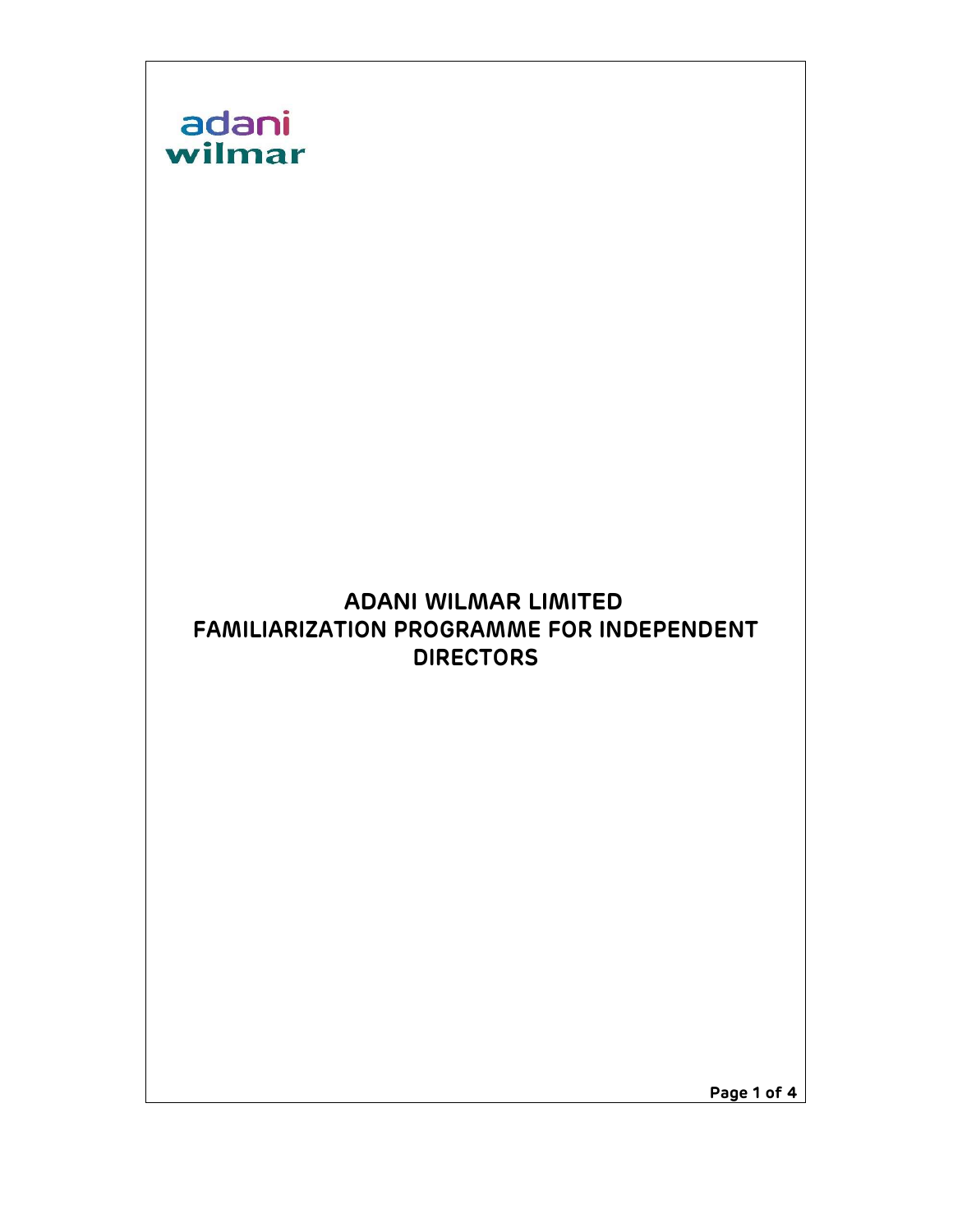adani wilmar

# ADANI WILMAR LIMITED
# FAMILIARIZATION PROGRAMME FOR INDEPENDENT DIRECTORS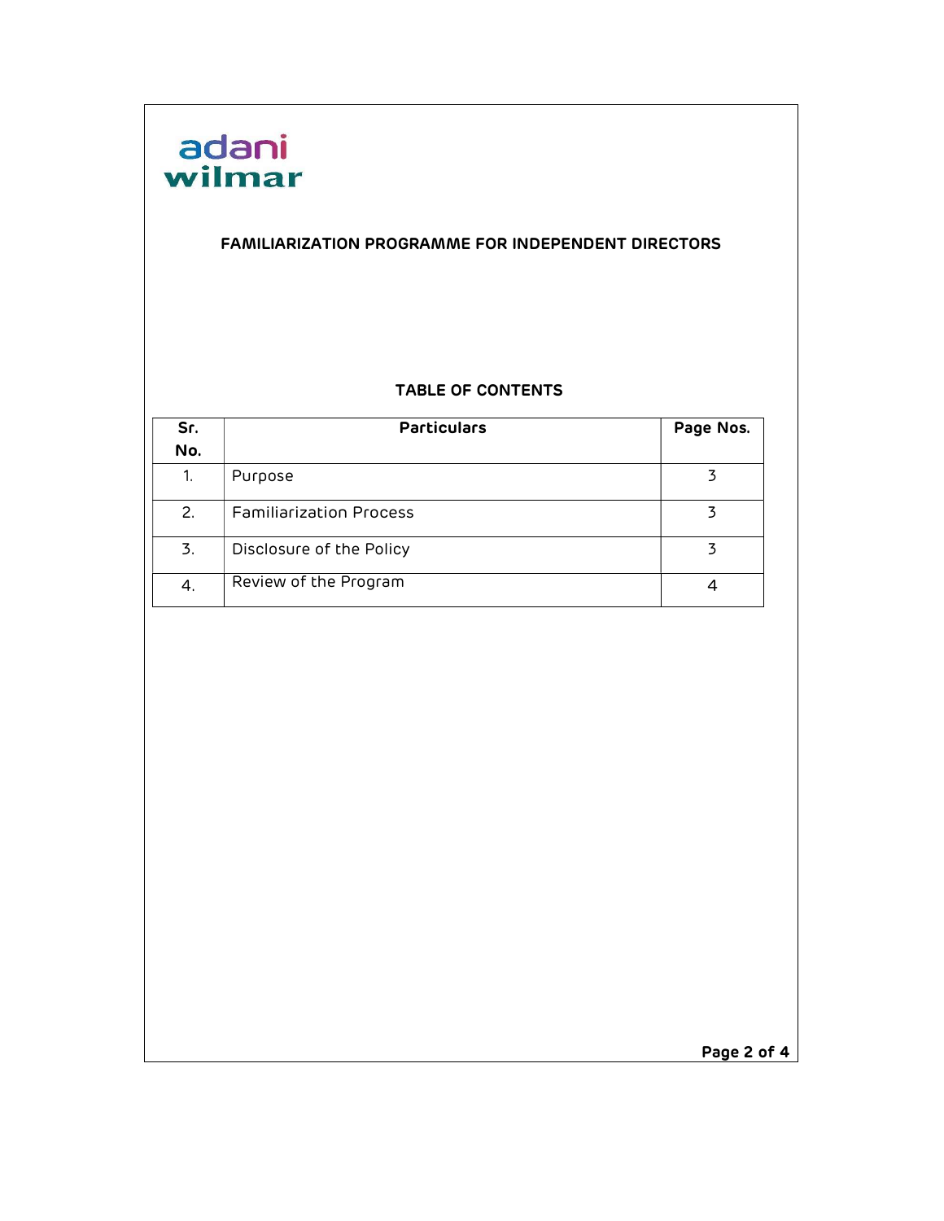## FAMILIARIZATION PROGRAMME FOR INDEPENDENT DIRECTORS

### TABLE OF CONTENTS

| Sr. No. | Particulars | Page Nos. |
|---|---|---|
| 1. | Purpose | 3 |
| 2. | Familiarization Process | 3 |
| 3. | Disclosure of the Policy | 3 |
| 4. | Review of the Program | 4 |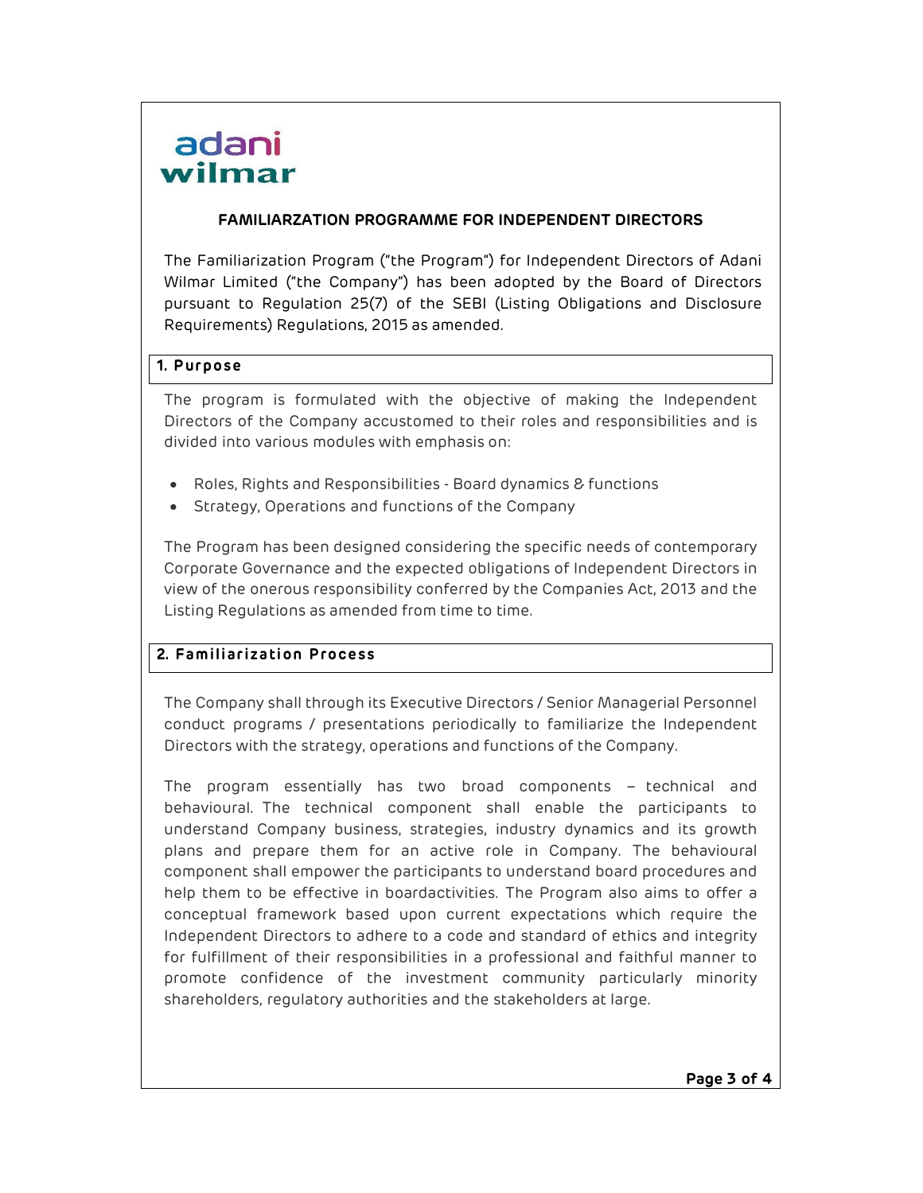adani wilmar

## FAMILIARZATION PROGRAMME FOR INDEPENDENT DIRECTORS

The Familiarization Program ("the Program") for Independent Directors of Adani Wilmar Limited ("the Company") has been adopted by the Board of Directors pursuant to Regulation 25(7) of the SEBI (Listing Obligations and Disclosure Requirements) Regulations, 2015 as amended.

### 1. Purpose

The program is formulated with the objective of making the Independent Directors of the Company accustomed to their roles and responsibilities and is divided into various modules with emphasis on:

- Roles, Rights and Responsibilities - Board dynamics & functions
- Strategy, Operations and functions of the Company

The Program has been designed considering the specific needs of contemporary Corporate Governance and the expected obligations of Independent Directors in view of the onerous responsibility conferred by the Companies Act, 2013 and the Listing Regulations as amended from time to time.

### 2. Familiarization Process

The Company shall through its Executive Directors / Senior Managerial Personnel conduct programs / presentations periodically to familiarize the Independent Directors with the strategy, operations and functions of the Company.

The program essentially has two broad components – technical and behavioural. The technical component shall enable the participants to understand Company business, strategies, industry dynamics and its growth plans and prepare them for an active role in Company. The behavioural component shall empower the participants to understand board procedures and help them to be effective in boardactivities. The Program also aims to offer a conceptual framework based upon current expectations which require the Independent Directors to adhere to a code and standard of ethics and integrity for fulfillment of their responsibilities in a professional and faithful manner to promote confidence of the investment community particularly minority shareholders, regulatory authorities and the stakeholders at large.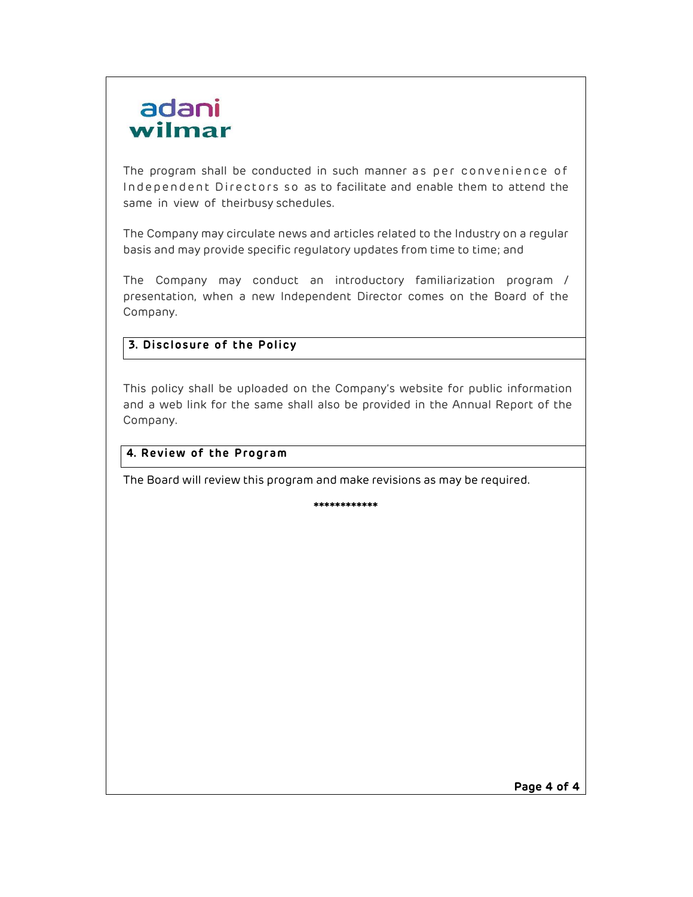The program shall be conducted in such manner as per convenience of Independent Directors so as to facilitate and enable them to attend the same in view of theirbusy schedules.

The Company may circulate news and articles related to the Industry on a regular basis and may provide specific regulatory updates from time to time; and

The Company may conduct an introductory familiarization program / presentation, when a new Independent Director comes on the Board of the Company.

## 3. Disclosure of the Policy

This policy shall be uploaded on the Company's website for public information and a web link for the same shall also be provided in the Annual Report of the Company.

## 4. Review of the Program

The Board will review this program and make revisions as may be required.

************